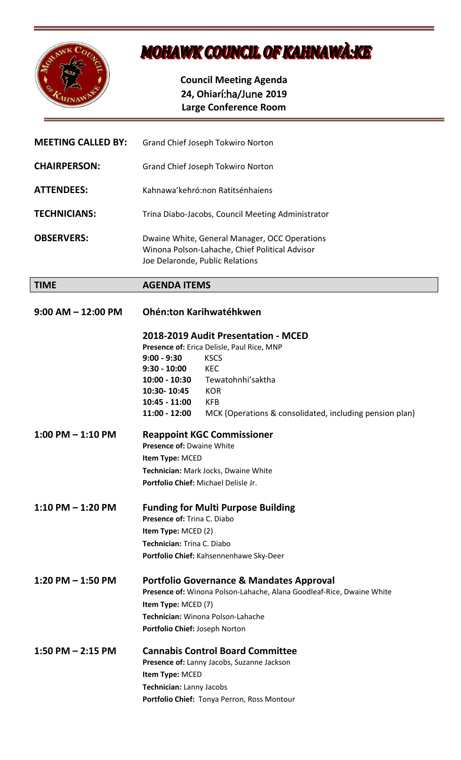# MOHAWK COUNCIL OF KAHNAWÀ:KE

**Council Meeting Agenda**
**24, Ohiarí:ha/June 2019**
**Large Conference Room**

**MEETING CALLED BY:** Grand Chief Joseph Tokwiro Norton

**CHAIRPERSON:** Grand Chief Joseph Tokwiro Norton

**ATTENDEES:** Kahnawa'kehró:non Ratitsénhaiens

**TECHNICIANS:** Trina Diabo-Jacobs, Council Meeting Administrator

**OBSERVERS:** Dwaine White, General Manager, OCC Operations
Winona Polson-Lahache, Chief Political Advisor
Joe Delaronde, Public Relations

| TIME | AGENDA ITEMS |
|---|---|

**9:00 AM – 12:00 PM** — **Ohén:ton Karihwatéhkwen**

**2018-2019 Audit Presentation - MCED**
**Presence of:** Erica Delisle, Paul Rice, MNP

| | |
|---|---|
| **9:00 - 9:30** | KSCS |
| **9:30 - 10:00** | KEC |
| **10:00 - 10:30** | Tewatohnhi'saktha |
| **10:30- 10:45** | KOR |
| **10:45 - 11:00** | KFB |
| **11:00 - 12:00** | MCK (Operations & consolidated, including pension plan) |

**1:00 PM – 1:10 PM** — **Reappoint KGC Commissioner**
**Presence of:** Dwaine White
**Item Type:** MCED
**Technician:** Mark Jocks, Dwaine White
**Portfolio Chief:** Michael Delisle Jr.

**1:10 PM – 1:20 PM** — **Funding for Multi Purpose Building**
**Presence of:** Trina C. Diabo
**Item Type:** MCED (2)
**Technician:** Trina C. Diabo
**Portfolio Chief:** Kahsennenhawe Sky-Deer

**1:20 PM – 1:50 PM** — **Portfolio Governance & Mandates Approval**
**Presence of:** Winona Polson-Lahache, Alana Goodleaf-Rice, Dwaine White
**Item Type:** MCED (7)
**Technician:** Winona Polson-Lahache
**Portfolio Chief:** Joseph Norton

**1:50 PM – 2:15 PM** — **Cannabis Control Board Committee**
**Presence of:** Lanny Jacobs, Suzanne Jackson
**Item Type:** MCED
**Technician:** Lanny Jacobs
**Portfolio Chief:** Tonya Perron, Ross Montour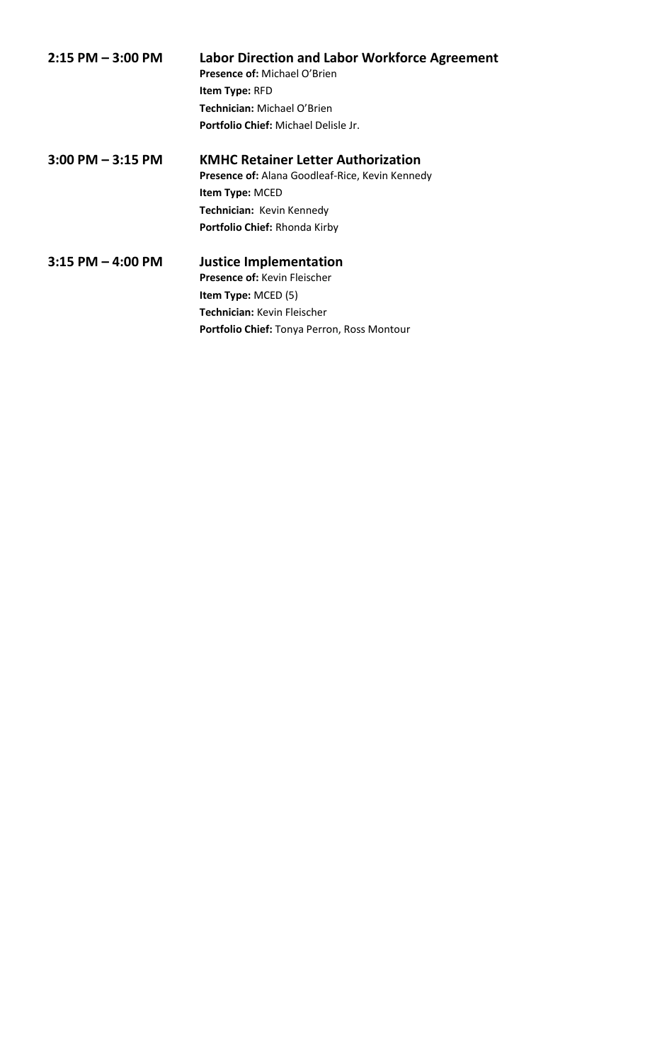**2:15 PM – 3:00 PM** **Labor Direction and Labor Workforce Agreement**

**Presence of:** Michael O'Brien
**Item Type:** RFD
**Technician:** Michael O'Brien
**Portfolio Chief:** Michael Delisle Jr.

**3:00 PM – 3:15 PM** **KMHC Retainer Letter Authorization**

**Presence of:** Alana Goodleaf-Rice, Kevin Kennedy
**Item Type:** MCED
**Technician:** Kevin Kennedy
**Portfolio Chief:** Rhonda Kirby

**3:15 PM – 4:00 PM** **Justice Implementation**

**Presence of:** Kevin Fleischer
**Item Type:** MCED (5)
**Technician:** Kevin Fleischer
**Portfolio Chief:** Tonya Perron, Ross Montour